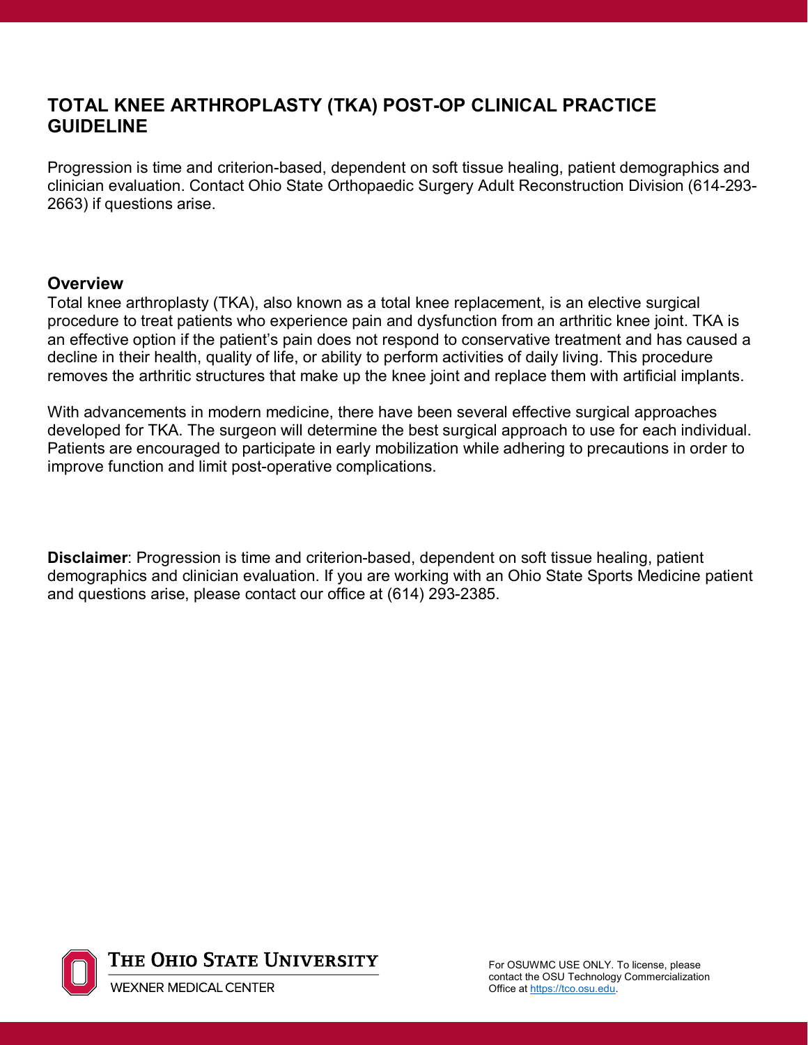# TOTAL KNEE ARTHROPLASTY (TKA) POST-OP CLINICAL PRACTICE GUIDELINE

Progression is time and criterion-based, dependent on soft tissue healing, patient demographics and clinician evaluation. Contact Ohio State Orthopaedic Surgery Adult Reconstruction Division (614-293-2663) if questions arise.

## Overview

Total knee arthroplasty (TKA), also known as a total knee replacement, is an elective surgical procedure to treat patients who experience pain and dysfunction from an arthritic knee joint. TKA is an effective option if the patient's pain does not respond to conservative treatment and has caused a decline in their health, quality of life, or ability to perform activities of daily living. This procedure removes the arthritic structures that make up the knee joint and replace them with artificial implants.

With advancements in modern medicine, there have been several effective surgical approaches developed for TKA. The surgeon will determine the best surgical approach to use for each individual. Patients are encouraged to participate in early mobilization while adhering to precautions in order to improve function and limit post-operative complications.

**Disclaimer**: Progression is time and criterion-based, dependent on soft tissue healing, patient demographics and clinician evaluation. If you are working with an Ohio State Sports Medicine patient and questions arise, please contact our office at (614) 293-2385.

For OSUWMC USE ONLY. To license, please contact the OSU Technology Commercialization Office at https://tco.osu.edu.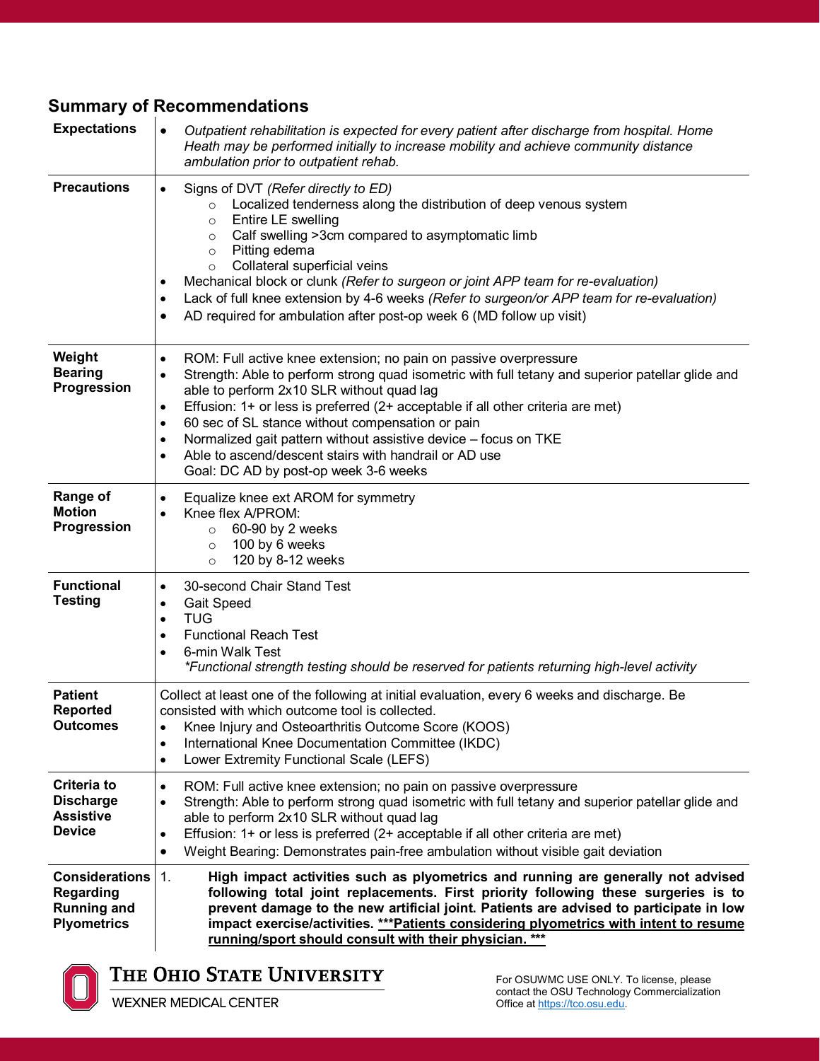## Summary of Recommendations

| | |
|---|---|
| **Expectations** | • *Outpatient rehabilitation is expected for every patient after discharge from hospital. Home Heath may be performed initially to increase mobility and achieve community distance ambulation prior to outpatient rehab.* |
| **Precautions** | • Signs of DVT *(Refer directly to ED)*<br>  ○ Localized tenderness along the distribution of deep venous system<br>  ○ Entire LE swelling<br>  ○ Calf swelling >3cm compared to asymptomatic limb<br>  ○ Pitting edema<br>  ○ Collateral superficial veins<br>• Mechanical block or clunk *(Refer to surgeon or joint APP team for re-evaluation)*<br>• Lack of full knee extension by 4-6 weeks *(Refer to surgeon/or APP team for re-evaluation)*<br>• AD required for ambulation after post-op week 6 (MD follow up visit) |
| **Weight Bearing Progression** | • ROM: Full active knee extension; no pain on passive overpressure<br>• Strength: Able to perform strong quad isometric with full tetany and superior patellar glide and able to perform 2x10 SLR without quad lag<br>• Effusion: 1+ or less is preferred (2+ acceptable if all other criteria are met)<br>• 60 sec of SL stance without compensation or pain<br>• Normalized gait pattern without assistive device – focus on TKE<br>• Able to ascend/descent stairs with handrail or AD use<br>Goal: DC AD by post-op week 3-6 weeks |
| **Range of Motion Progression** | • Equalize knee ext AROM for symmetry<br>• Knee flex A/PROM:<br>  ○ 60-90 by 2 weeks<br>  ○ 100 by 6 weeks<br>  ○ 120 by 8-12 weeks |
| **Functional Testing** | • 30-second Chair Stand Test<br>• Gait Speed<br>• TUG<br>• Functional Reach Test<br>• 6-min Walk Test<br>*\*Functional strength testing should be reserved for patients returning high-level activity* |
| **Patient Reported Outcomes** | Collect at least one of the following at initial evaluation, every 6 weeks and discharge. Be consisted with which outcome tool is collected.<br>• Knee Injury and Osteoarthritis Outcome Score (KOOS)<br>• International Knee Documentation Committee (IKDC)<br>• Lower Extremity Functional Scale (LEFS) |
| **Criteria to Discharge Assistive Device** | • ROM: Full active knee extension; no pain on passive overpressure<br>• Strength: Able to perform strong quad isometric with full tetany and superior patellar glide and able to perform 2x10 SLR without quad lag<br>• Effusion: 1+ or less is preferred (2+ acceptable if all other criteria are met)<br>• Weight Bearing: Demonstrates pain-free ambulation without visible gait deviation |
| **Considerations Regarding Running and Plyometrics** | 1. **High impact activities such as plyometrics and running are generally not advised following total joint replacements. First priority following these surgeries is to prevent damage to the new artificial joint. Patients are advised to participate in low impact exercise/activities. <u>\*\*\*Patients considering plyometrics with intent to resume running/sport should consult with their physician. \*\*\*</u>** |

THE OHIO STATE UNIVERSITY
WEXNER MEDICAL CENTER

For OSUWMC USE ONLY. To license, please contact the OSU Technology Commercialization Office at https://tco.osu.edu.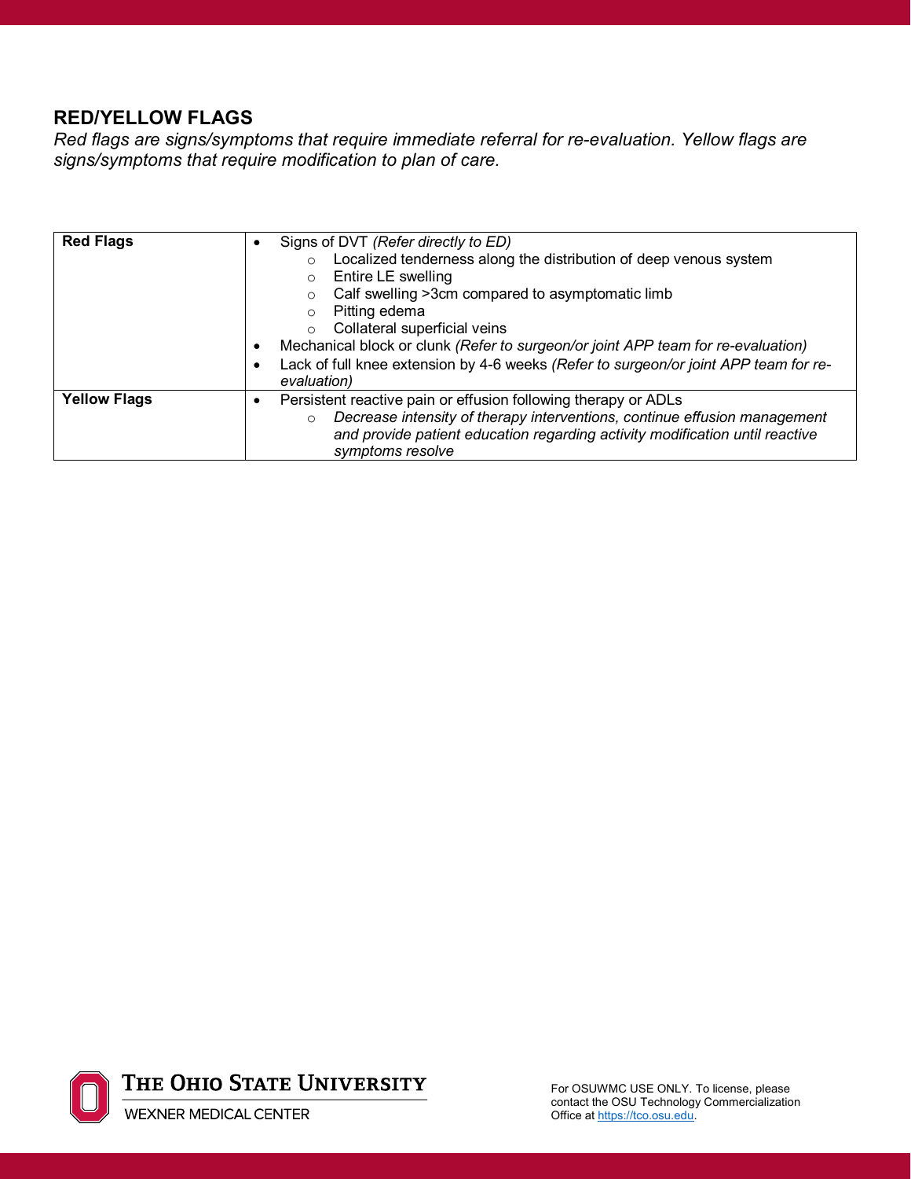## RED/YELLOW FLAGS

*Red flags are signs/symptoms that require immediate referral for re-evaluation. Yellow flags are signs/symptoms that require modification to plan of care.*

| | |
|---|---|
| **Red Flags** | • Signs of DVT *(Refer directly to ED)*<br>  ○ Localized tenderness along the distribution of deep venous system<br>  ○ Entire LE swelling<br>  ○ Calf swelling >3cm compared to asymptomatic limb<br>  ○ Pitting edema<br>  ○ Collateral superficial veins<br>• Mechanical block or clunk *(Refer to surgeon/or joint APP team for re-evaluation)*<br>• Lack of full knee extension by 4-6 weeks *(Refer to surgeon/or joint APP team for re-evaluation)* |
| **Yellow Flags** | • Persistent reactive pain or effusion following therapy or ADLs<br>  ○ *Decrease intensity of therapy interventions, continue effusion management and provide patient education regarding activity modification until reactive symptoms resolve* |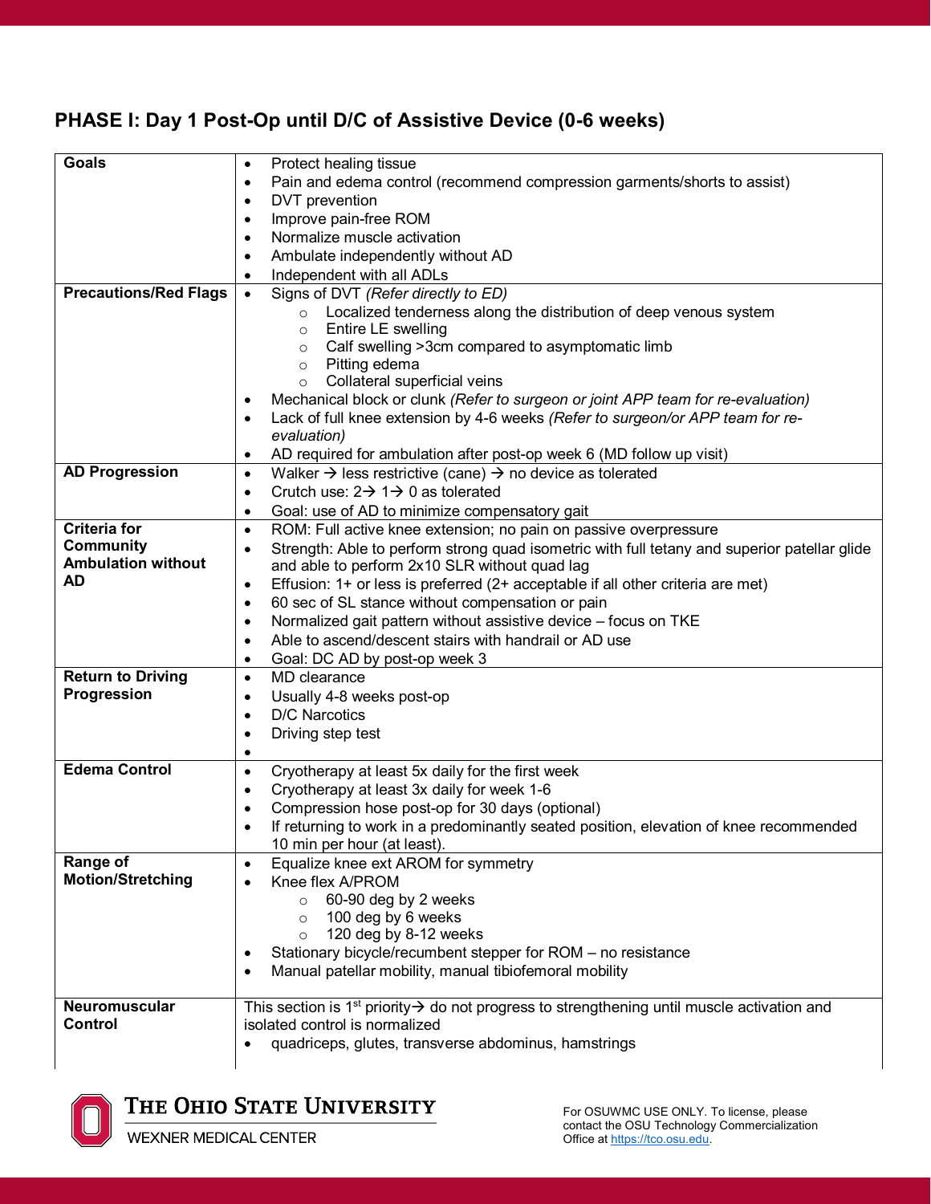## PHASE I: Day 1 Post-Op until D/C of Assistive Device (0-6 weeks)

| | |
|---|---|
| **Goals** | • Protect healing tissue<br>• Pain and edema control (recommend compression garments/shorts to assist)<br>• DVT prevention<br>• Improve pain-free ROM<br>• Normalize muscle activation<br>• Ambulate independently without AD<br>• Independent with all ADLs |
| **Precautions/Red Flags** | • Signs of DVT *(Refer directly to ED)*<br>  ○ Localized tenderness along the distribution of deep venous system<br>  ○ Entire LE swelling<br>  ○ Calf swelling >3cm compared to asymptomatic limb<br>  ○ Pitting edema<br>  ○ Collateral superficial veins<br>• Mechanical block or clunk *(Refer to surgeon or joint APP team for re-evaluation)*<br>• Lack of full knee extension by 4-6 weeks *(Refer to surgeon/or APP team for re-evaluation)*<br>• AD required for ambulation after post-op week 6 (MD follow up visit) |
| **AD Progression** | • Walker → less restrictive (cane) → no device as tolerated<br>• Crutch use: 2→ 1→ 0 as tolerated<br>• Goal: use of AD to minimize compensatory gait |
| **Criteria for Community Ambulation without AD** | • ROM: Full active knee extension; no pain on passive overpressure<br>• Strength: Able to perform strong quad isometric with full tetany and superior patellar glide and able to perform 2x10 SLR without quad lag<br>• Effusion: 1+ or less is preferred (2+ acceptable if all other criteria are met)<br>• 60 sec of SL stance without compensation or pain<br>• Normalized gait pattern without assistive device – focus on TKE<br>• Able to ascend/descent stairs with handrail or AD use<br>• Goal: DC AD by post-op week 3 |
| **Return to Driving Progression** | • MD clearance<br>• Usually 4-8 weeks post-op<br>• D/C Narcotics<br>• Driving step test<br>• |
| **Edema Control** | • Cryotherapy at least 5x daily for the first week<br>• Cryotherapy at least 3x daily for week 1-6<br>• Compression hose post-op for 30 days (optional)<br>• If returning to work in a predominantly seated position, elevation of knee recommended 10 min per hour (at least). |
| **Range of Motion/Stretching** | • Equalize knee ext AROM for symmetry<br>• Knee flex A/PROM<br>  ○ 60-90 deg by 2 weeks<br>  ○ 100 deg by 6 weeks<br>  ○ 120 deg by 8-12 weeks<br>• Stationary bicycle/recumbent stepper for ROM – no resistance<br>• Manual patellar mobility, manual tibiofemoral mobility |
| **Neuromuscular Control** | This section is 1st priority→ do not progress to strengthening until muscle activation and isolated control is normalized<br>• quadriceps, glutes, transverse abdominus, hamstrings |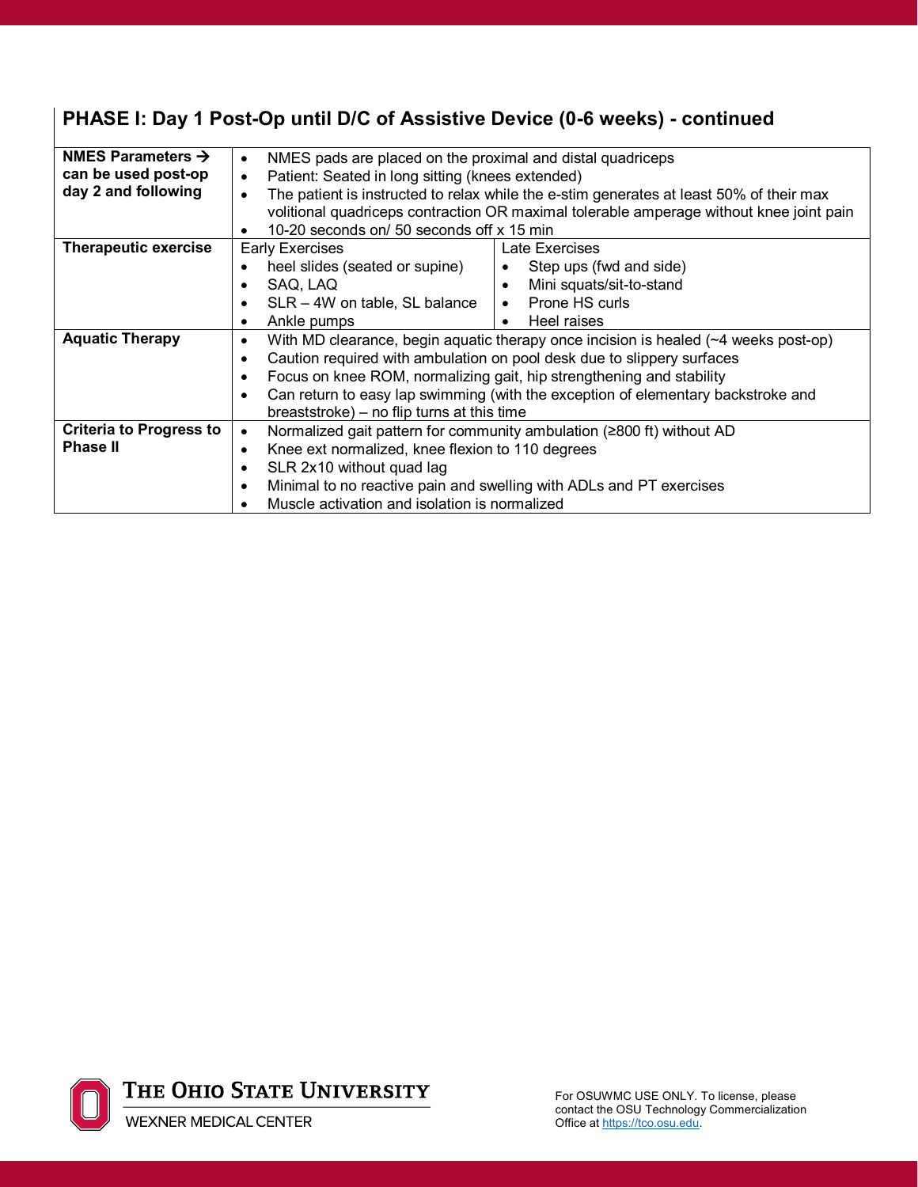## PHASE I: Day 1 Post-Op until D/C of Assistive Device (0-6 weeks) - continued

| | | |
|---|---|---|
| **NMES Parameters → can be used post-op day 2 and following** | • NMES pads are placed on the proximal and distal quadriceps<br>• Patient: Seated in long sitting (knees extended)<br>• The patient is instructed to relax while the e-stim generates at least 50% of their max volitional quadriceps contraction OR maximal tolerable amperage without knee joint pain<br>• 10-20 seconds on/ 50 seconds off x 15 min | |
| **Therapeutic exercise** | Early Exercises<br>• heel slides (seated or supine)<br>• SAQ, LAQ<br>• SLR – 4W on table, SL balance<br>• Ankle pumps | Late Exercises<br>• Step ups (fwd and side)<br>• Mini squats/sit-to-stand<br>• Prone HS curls<br>• Heel raises |
| **Aquatic Therapy** | • With MD clearance, begin aquatic therapy once incision is healed (~4 weeks post-op)<br>• Caution required with ambulation on pool desk due to slippery surfaces<br>• Focus on knee ROM, normalizing gait, hip strengthening and stability<br>• Can return to easy lap swimming (with the exception of elementary backstroke and breaststroke) – no flip turns at this time | |
| **Criteria to Progress to Phase II** | • Normalized gait pattern for community ambulation (≥800 ft) without AD<br>• Knee ext normalized, knee flexion to 110 degrees<br>• SLR 2x10 without quad lag<br>• Minimal to no reactive pain and swelling with ADLs and PT exercises<br>• Muscle activation and isolation is normalized | |

For OSUWMC USE ONLY. To license, please contact the OSU Technology Commercialization Office at https://tco.osu.edu.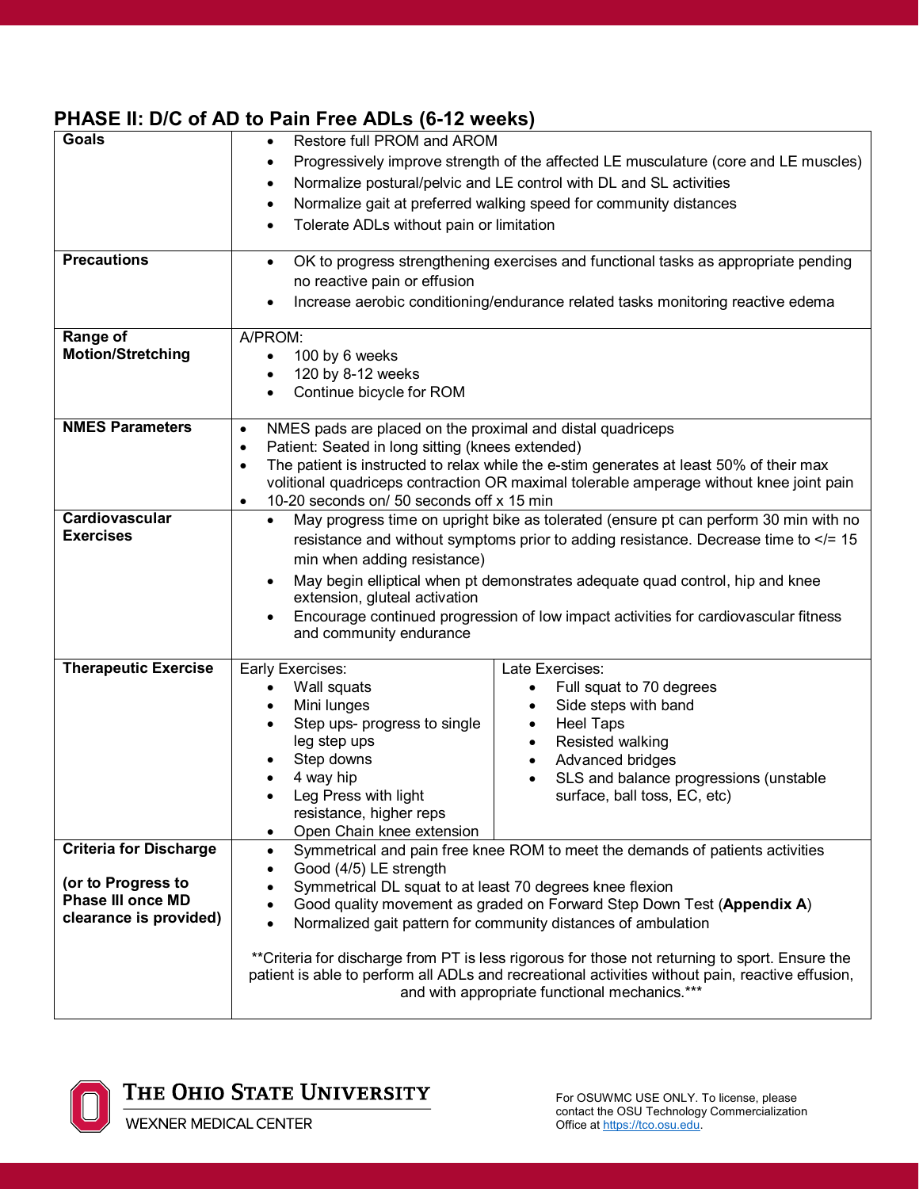## PHASE II: D/C of AD to Pain Free ADLs (6-12 weeks)

| | |
|---|---|
| **Goals** | • Restore full PROM and AROM<br>• Progressively improve strength of the affected LE musculature (core and LE muscles)<br>• Normalize postural/pelvic and LE control with DL and SL activities<br>• Normalize gait at preferred walking speed for community distances<br>• Tolerate ADLs without pain or limitation |
| **Precautions** | • OK to progress strengthening exercises and functional tasks as appropriate pending no reactive pain or effusion<br>• Increase aerobic conditioning/endurance related tasks monitoring reactive edema |
| **Range of Motion/Stretching** | A/PROM:<br>• 100 by 6 weeks<br>• 120 by 8-12 weeks<br>• Continue bicycle for ROM |
| **NMES Parameters** | • NMES pads are placed on the proximal and distal quadriceps<br>• Patient: Seated in long sitting (knees extended)<br>• The patient is instructed to relax while the e-stim generates at least 50% of their max volitional quadriceps contraction OR maximal tolerable amperage without knee joint pain<br>• 10-20 seconds on/ 50 seconds off x 15 min |
| **Cardiovascular Exercises** | • May progress time on upright bike as tolerated (ensure pt can perform 30 min with no resistance and without symptoms prior to adding resistance. Decrease time to </= 15 min when adding resistance)<br>• May begin elliptical when pt demonstrates adequate quad control, hip and knee extension, gluteal activation<br>• Encourage continued progression of low impact activities for cardiovascular fitness and community endurance |
| **Therapeutic Exercise** | Early Exercises:<br>• Wall squats<br>• Mini lunges<br>• Step ups- progress to single leg step ups<br>• Step downs<br>• 4 way hip<br>• Leg Press with light resistance, higher reps<br>• Open Chain knee extension<br><br>Late Exercises:<br>• Full squat to 70 degrees<br>• Side steps with band<br>• Heel Taps<br>• Resisted walking<br>• Advanced bridges<br>• SLS and balance progressions (unstable surface, ball toss, EC, etc) |
| **Criteria for Discharge**<br><br>**(or to Progress to Phase III once MD clearance is provided)** | • Symmetrical and pain free knee ROM to meet the demands of patients activities<br>• Good (4/5) LE strength<br>• Symmetrical DL squat to at least 70 degrees knee flexion<br>• Good quality movement as graded on Forward Step Down Test (**Appendix A**)<br>• Normalized gait pattern for community distances of ambulation<br><br>**Criteria for discharge from PT is less rigorous for those not returning to sport. Ensure the patient is able to perform all ADLs and recreational activities without pain, reactive effusion, and with appropriate functional mechanics.*** |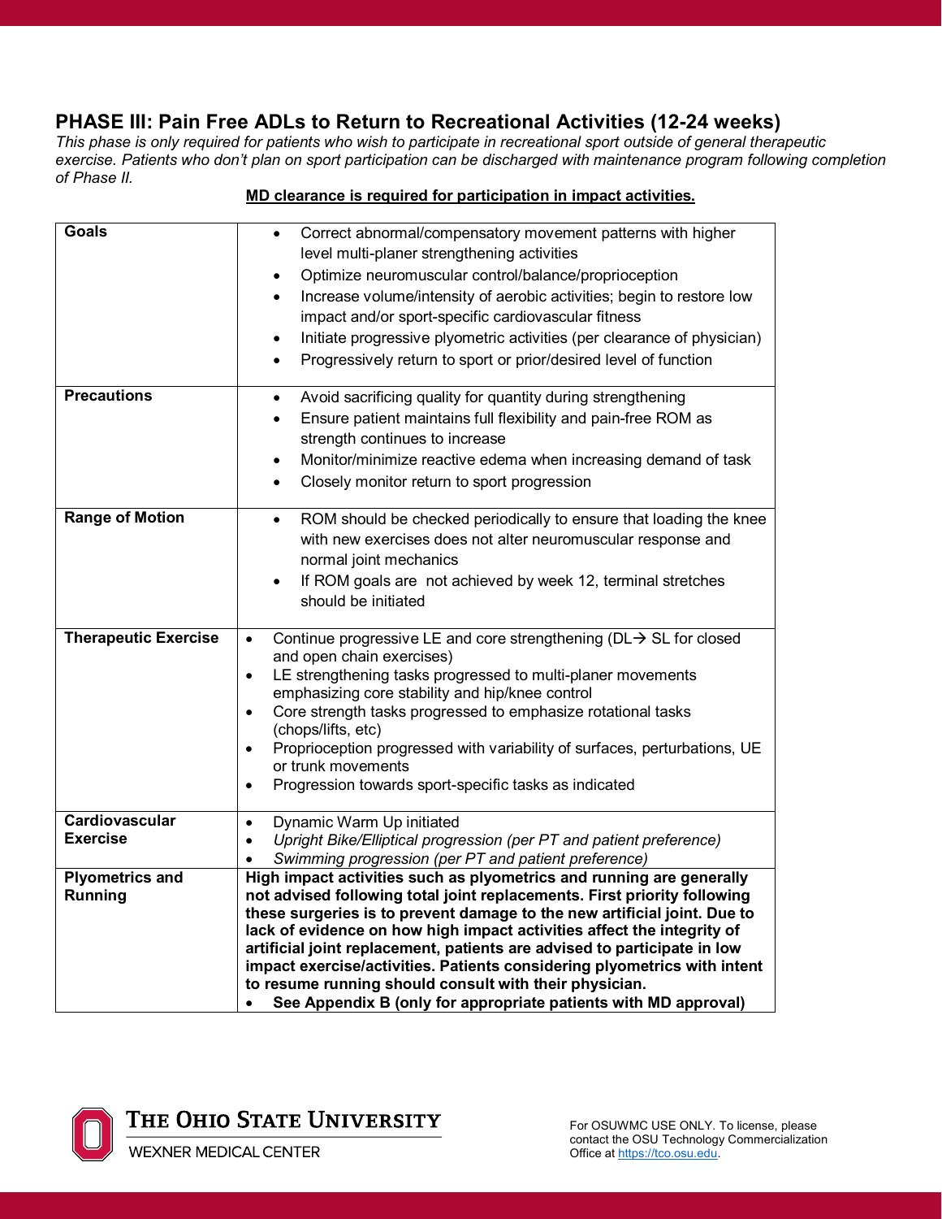## PHASE III: Pain Free ADLs to Return to Recreational Activities (12-24 weeks)

*This phase is only required for patients who wish to participate in recreational sport outside of general therapeutic exercise. Patients who don't plan on sport participation can be discharged with maintenance program following completion of Phase II.*

**<u>MD clearance is required for participation in impact activities.</u>**

| | |
|---|---|
| **Goals** | • Correct abnormal/compensatory movement patterns with higher level multi-planer strengthening activities<br>• Optimize neuromuscular control/balance/proprioception<br>• Increase volume/intensity of aerobic activities; begin to restore low impact and/or sport-specific cardiovascular fitness<br>• Initiate progressive plyometric activities (per clearance of physician)<br>• Progressively return to sport or prior/desired level of function |
| **Precautions** | • Avoid sacrificing quality for quantity during strengthening<br>• Ensure patient maintains full flexibility and pain-free ROM as strength continues to increase<br>• Monitor/minimize reactive edema when increasing demand of task<br>• Closely monitor return to sport progression |
| **Range of Motion** | • ROM should be checked periodically to ensure that loading the knee with new exercises does not alter neuromuscular response and normal joint mechanics<br>• If ROM goals are not achieved by week 12, terminal stretches should be initiated |
| **Therapeutic Exercise** | • Continue progressive LE and core strengthening (DL→ SL for closed and open chain exercises)<br>• LE strengthening tasks progressed to multi-planer movements emphasizing core stability and hip/knee control<br>• Core strength tasks progressed to emphasize rotational tasks (chops/lifts, etc)<br>• Proprioception progressed with variability of surfaces, perturbations, UE or trunk movements<br>• Progression towards sport-specific tasks as indicated |
| **Cardiovascular Exercise** | • Dynamic Warm Up initiated<br>• *Upright Bike/Elliptical progression (per PT and patient preference)*<br>• *Swimming progression (per PT and patient preference)* |
| **Plyometrics and Running** | **High impact activities such as plyometrics and running are generally not advised following total joint replacements. First priority following these surgeries is to prevent damage to the new artificial joint. Due to lack of evidence on how high impact activities affect the integrity of artificial joint replacement, patients are advised to participate in low impact exercise/activities. Patients considering plyometrics with intent to resume running should consult with their physician.**<br>• **See Appendix B (only for appropriate patients with MD approval)** |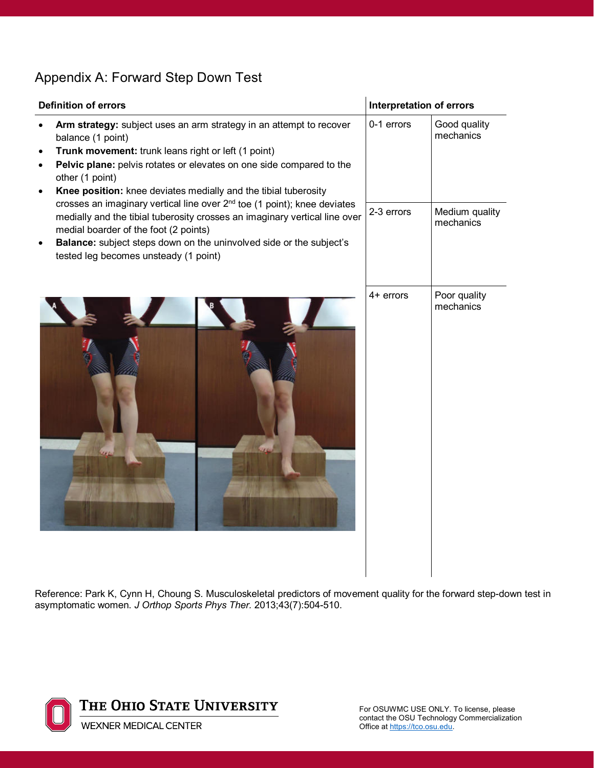## Appendix A: Forward Step Down Test

| Definition of errors | Interpretation of errors | |
|---|---|---|
| • **Arm strategy:** subject uses an arm strategy in an attempt to recover balance (1 point)<br>• **Trunk movement:** trunk leans right or left (1 point)<br>• **Pelvic plane:** pelvis rotates or elevates on one side compared to the other (1 point)<br>• **Knee position:** knee deviates medially and the tibial tuberosity crosses an imaginary vertical line over 2nd toe (1 point); knee deviates medially and the tibial tuberosity crosses an imaginary vertical line over medial boarder of the foot (2 points)<br>• **Balance:** subject steps down on the uninvolved side or the subject's tested leg becomes unsteady (1 point) | 0-1 errors | Good quality mechanics |
| | 2-3 errors | Medium quality mechanics |
| | 4+ errors | Poor quality mechanics |

Reference: Park K, Cynn H, Choung S. Musculoskeletal predictors of movement quality for the forward step-down test in asymptomatic women. *J Orthop Sports Phys Ther.* 2013;43(7):504-510.

For OSUWMC USE ONLY. To license, please contact the OSU Technology Commercialization Office at https://tco.osu.edu.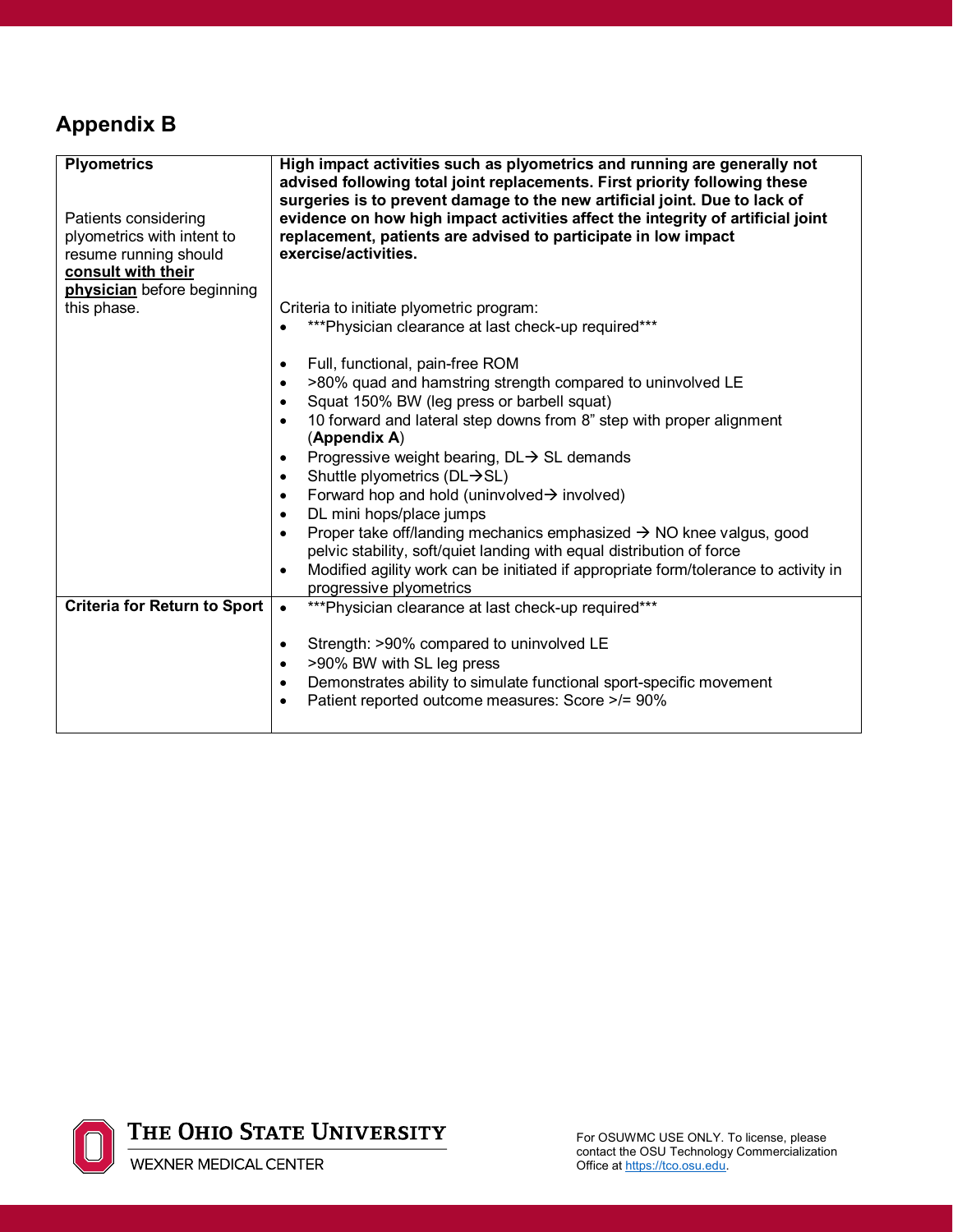## Appendix B

| **Plyometrics**<br><br>Patients considering plyometrics with intent to resume running should **<u>consult with their physician</u>** before beginning this phase. | **High impact activities such as plyometrics and running are generally not advised following total joint replacements. First priority following these surgeries is to prevent damage to the new artificial joint. Due to lack of evidence on how high impact activities affect the integrity of artificial joint replacement, patients are advised to participate in low impact exercise/activities.**<br><br>Criteria to initiate plyometric program:<br>• ***Physician clearance at last check-up required***<br><br>• Full, functional, pain-free ROM<br>• >80% quad and hamstring strength compared to uninvolved LE<br>• Squat 150% BW (leg press or barbell squat)<br>• 10 forward and lateral step downs from 8" step with proper alignment (**Appendix A**)<br>• Progressive weight bearing, DL→ SL demands<br>• Shuttle plyometrics (DL→SL)<br>• Forward hop and hold (uninvolved→ involved)<br>• DL mini hops/place jumps<br>• Proper take off/landing mechanics emphasized → NO knee valgus, good pelvic stability, soft/quiet landing with equal distribution of force<br>• Modified agility work can be initiated if appropriate form/tolerance to activity in progressive plyometrics |
|---|---|
| **Criteria for Return to Sport** | • ***Physician clearance at last check-up required***<br><br>• Strength: >90% compared to uninvolved LE<br>• >90% BW with SL leg press<br>• Demonstrates ability to simulate functional sport-specific movement<br>• Patient reported outcome measures: Score >/= 90% |

For OSUWMC USE ONLY. To license, please contact the OSU Technology Commercialization Office at https://tco.osu.edu.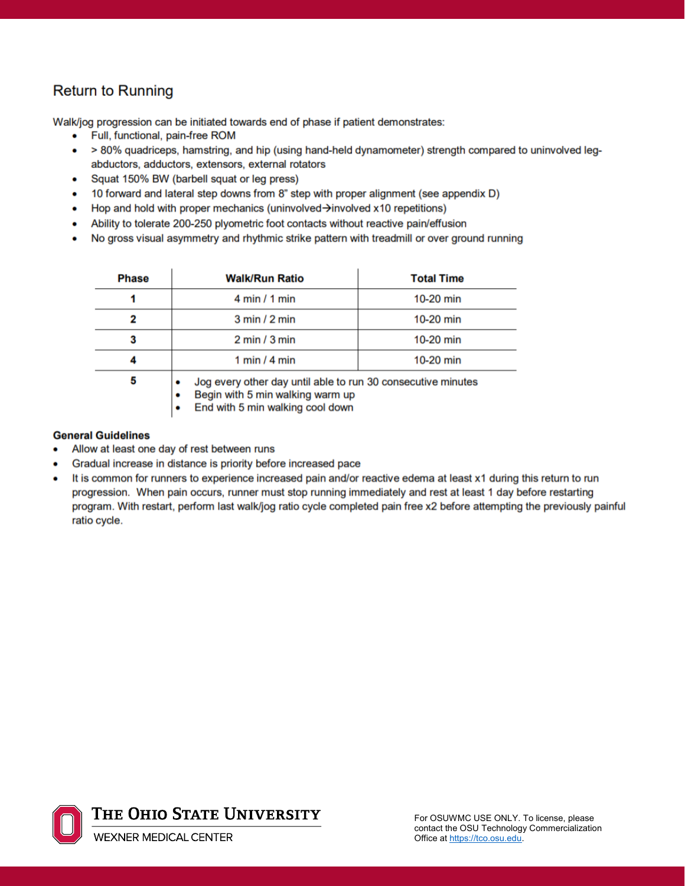## Return to Running

Walk/jog progression can be initiated towards end of phase if patient demonstrates:

- Full, functional, pain-free ROM
- > 80% quadriceps, hamstring, and hip (using hand-held dynamometer) strength compared to uninvolved leg-abductors, adductors, extensors, external rotators
- Squat 150% BW (barbell squat or leg press)
- 10 forward and lateral step downs from 8" step with proper alignment (see appendix D)
- Hop and hold with proper mechanics (uninvolved→involved x10 repetitions)
- Ability to tolerate 200-250 plyometric foot contacts without reactive pain/effusion
- No gross visual asymmetry and rhythmic strike pattern with treadmill or over ground running

| Phase | Walk/Run Ratio | Total Time |
|---|---|---|
| 1 | 4 min / 1 min | 10-20 min |
| 2 | 3 min / 2 min | 10-20 min |
| 3 | 2 min / 3 min | 10-20 min |
| 4 | 1 min / 4 min | 10-20 min |
| 5 | • Jog every other day until able to run 30 consecutive minutes<br>• Begin with 5 min walking warm up<br>• End with 5 min walking cool down | |

**General Guidelines**

- Allow at least one day of rest between runs
- Gradual increase in distance is priority before increased pace
- It is common for runners to experience increased pain and/or reactive edema at least x1 during this return to run progression. When pain occurs, runner must stop running immediately and rest at least 1 day before restarting program. With restart, perform last walk/jog ratio cycle completed pain free x2 before attempting the previously painful ratio cycle.

For OSUWMC USE ONLY. To license, please contact the OSU Technology Commercialization Office at https://tco.osu.edu.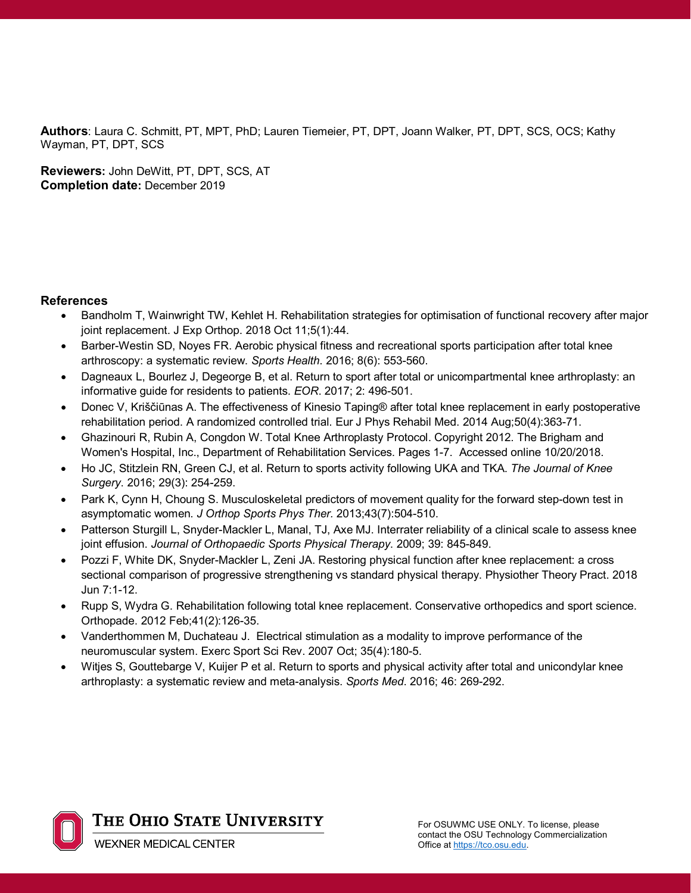**Authors**: Laura C. Schmitt, PT, MPT, PhD; Lauren Tiemeier, PT, DPT, Joann Walker, PT, DPT, SCS, OCS; Kathy Wayman, PT, DPT, SCS

**Reviewers:** John DeWitt, PT, DPT, SCS, AT
**Completion date:** December 2019

**References**

- Bandholm T, Wainwright TW, Kehlet H. Rehabilitation strategies for optimisation of functional recovery after major joint replacement. J Exp Orthop. 2018 Oct 11;5(1):44.
- Barber-Westin SD, Noyes FR. Aerobic physical fitness and recreational sports participation after total knee arthroscopy: a systematic review. *Sports Health*. 2016; 8(6): 553-560.
- Dagneaux L, Bourlez J, Degeorge B, et al. Return to sport after total or unicompartmental knee arthroplasty: an informative guide for residents to patients. *EOR*. 2017; 2: 496-501.
- Donec V, Kriščiūnas A. The effectiveness of Kinesio Taping® after total knee replacement in early postoperative rehabilitation period. A randomized controlled trial. Eur J Phys Rehabil Med. 2014 Aug;50(4):363-71.
- Ghazinouri R, Rubin A, Congdon W. Total Knee Arthroplasty Protocol. Copyright 2012. The Brigham and Women's Hospital, Inc., Department of Rehabilitation Services. Pages 1-7. Accessed online 10/20/2018.
- Ho JC, Stitzlein RN, Green CJ, et al. Return to sports activity following UKA and TKA. *The Journal of Knee Surgery*. 2016; 29(3): 254-259.
- Park K, Cynn H, Choung S. Musculoskeletal predictors of movement quality for the forward step-down test in asymptomatic women. *J Orthop Sports Phys Ther*. 2013;43(7):504-510.
- Patterson Sturgill L, Snyder-Mackler L, Manal, TJ, Axe MJ. Interrater reliability of a clinical scale to assess knee joint effusion. *Journal of Orthopaedic Sports Physical Therapy*. 2009; 39: 845-849.
- Pozzi F, White DK, Snyder-Mackler L, Zeni JA. Restoring physical function after knee replacement: a cross sectional comparison of progressive strengthening vs standard physical therapy. Physiother Theory Pract. 2018 Jun 7:1-12.
- Rupp S, Wydra G. Rehabilitation following total knee replacement. Conservative orthopedics and sport science. Orthopade. 2012 Feb;41(2):126-35.
- Vanderthommen M, Duchateau J. Electrical stimulation as a modality to improve performance of the neuromuscular system. Exerc Sport Sci Rev. 2007 Oct; 35(4):180-5.
- Witjes S, Gouttebarge V, Kuijer P et al. Return to sports and physical activity after total and unicondylar knee arthroplasty: a systematic review and meta-analysis. *Sports Med*. 2016; 46: 269-292.

THE OHIO STATE UNIVERSITY
WEXNER MEDICAL CENTER

For OSUWMC USE ONLY. To license, please contact the OSU Technology Commercialization Office at https://tco.osu.edu.